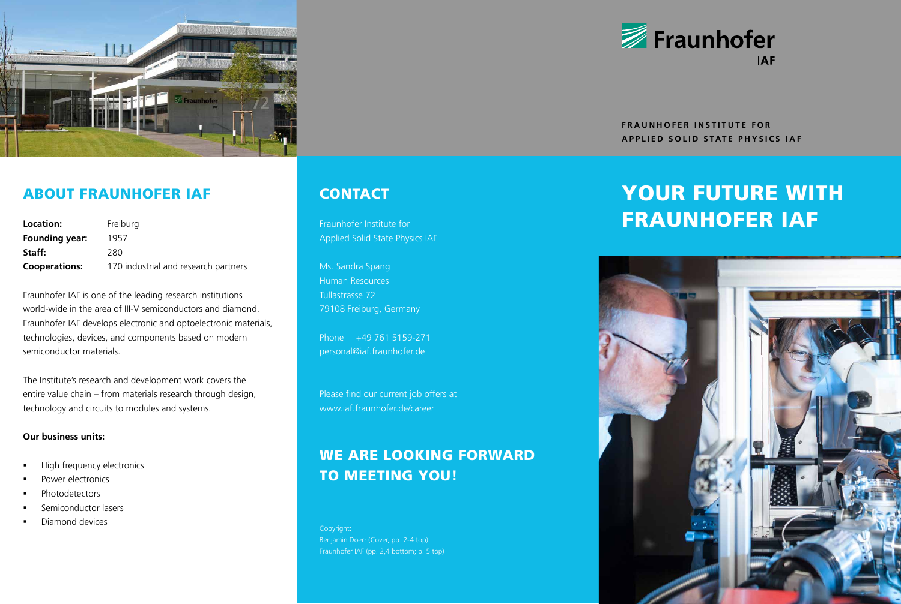# Fraunhofer IAF

FRAUNHOFER INSTITUTE FOR APPLIED SOLID STATE PHYSICS IAF

## ABOUT FRAUNHOFER IAF

| | |
|---|---|
| **Location:** | Freiburg |
| **Founding year:** | 1957 |
| **Staff:** | 280 |
| **Cooperations:** | 170 industrial and research partners |

Fraunhofer IAF is one of the leading research institutions world-wide in the area of III-V semiconductors and diamond. Fraunhofer IAF develops electronic and optoelectronic materials, technologies, devices, and components based on modern semiconductor materials.

The Institute's research and development work covers the entire value chain – from materials research through design, technology and circuits to modules and systems.

**Our business units:**

- High frequency electronics
- Power electronics
- Photodetectors
- Semiconductor lasers
- Diamond devices

## CONTACT

Fraunhofer Institute for Applied Solid State Physics IAF

Ms. Sandra Spang
Human Resources
Tullastrasse 72
79108 Freiburg, Germany

Phone +49 761 5159-271
personal@iaf.fraunhofer.de

Please find our current job offers at
www.iaf.fraunhofer.de/career

## WE ARE LOOKING FORWARD TO MEETING YOU!

Copyright:
Benjamin Doerr (Cover, pp. 2-4 top)
Fraunhofer IAF (pp. 2,4 bottom; p. 5 top)

# YOUR FUTURE WITH FRAUNHOFER IAF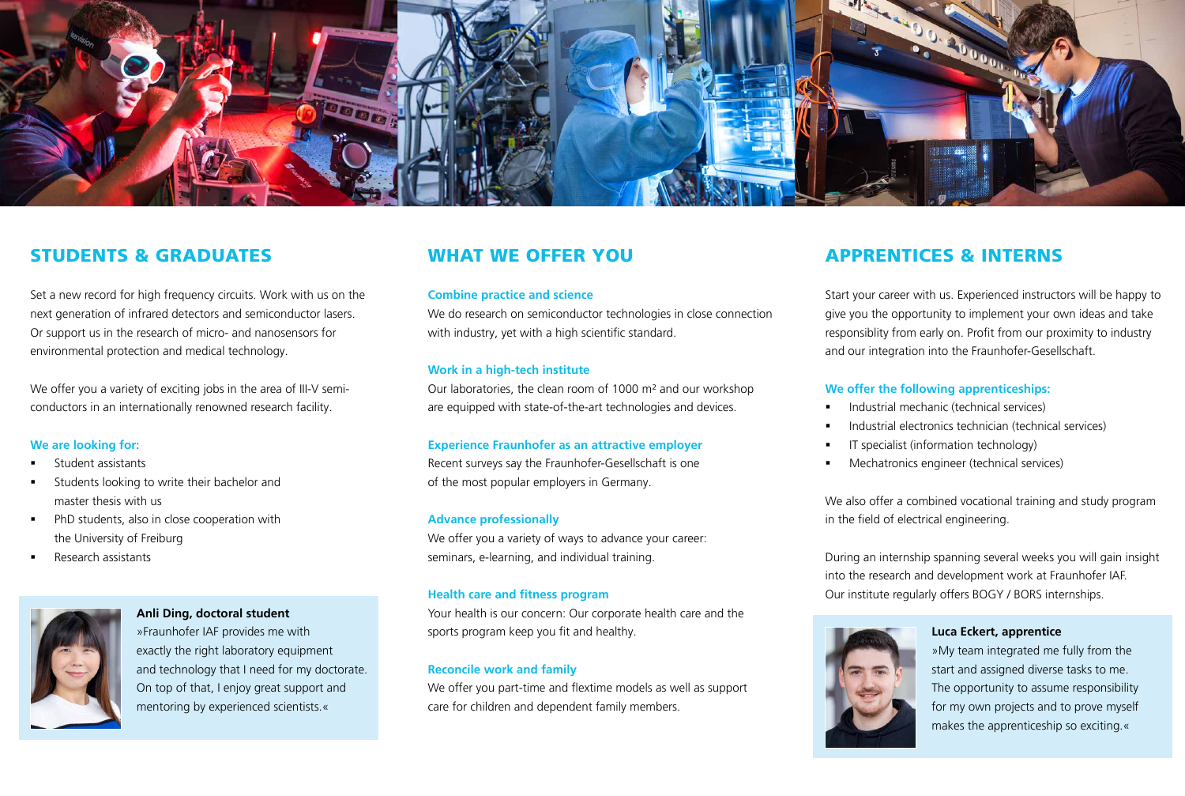## STUDENTS & GRADUATES

Set a new record for high frequency circuits. Work with us on the next generation of infrared detectors and semiconductor lasers. Or support us in the research of micro- and nanosensors for environmental protection and medical technology.

We offer you a variety of exciting jobs in the area of III-V semiconductors in an internationally renowned research facility.

### We are looking for:

- Student assistants
- Students looking to write their bachelor and master thesis with us
- PhD students, also in close cooperation with the University of Freiburg
- Research assistants

**Anli Ding, doctoral student**
»Fraunhofer IAF provides me with exactly the right laboratory equipment and technology that I need for my doctorate. On top of that, I enjoy great support and mentoring by experienced scientists.«

## WHAT WE OFFER YOU

### Combine practice and science

We do research on semiconductor technologies in close connection with industry, yet with a high scientific standard.

### Work in a high-tech institute

Our laboratories, the clean room of 1000 m² and our workshop are equipped with state-of-the-art technologies and devices.

### Experience Fraunhofer as an attractive employer

Recent surveys say the Fraunhofer-Gesellschaft is one of the most popular employers in Germany.

### Advance professionally

We offer you a variety of ways to advance your career: seminars, e-learning, and individual training.

### Health care and fitness program

Your health is our concern: Our corporate health care and the sports program keep you fit and healthy.

### Reconcile work and family

We offer you part-time and flextime models as well as support care for children and dependent family members.

## APPRENTICES & INTERNS

Start your career with us. Experienced instructors will be happy to give you the opportunity to implement your own ideas and take responsiblity from early on. Profit from our proximity to industry and our integration into the Fraunhofer-Gesellschaft.

### We offer the following apprenticeships:

- Industrial mechanic (technical services)
- Industrial electronics technician (technical services)
- IT specialist (information technology)
- Mechatronics engineer (technical services)

We also offer a combined vocational training and study program in the field of electrical engineering.

During an internship spanning several weeks you will gain insight into the research and development work at Fraunhofer IAF. Our institute regularly offers BOGY / BORS internships.

**Luca Eckert, apprentice**
»My team integrated me fully from the start and assigned diverse tasks to me. The opportunity to assume responsibility for my own projects and to prove myself makes the apprenticeship so exciting.«